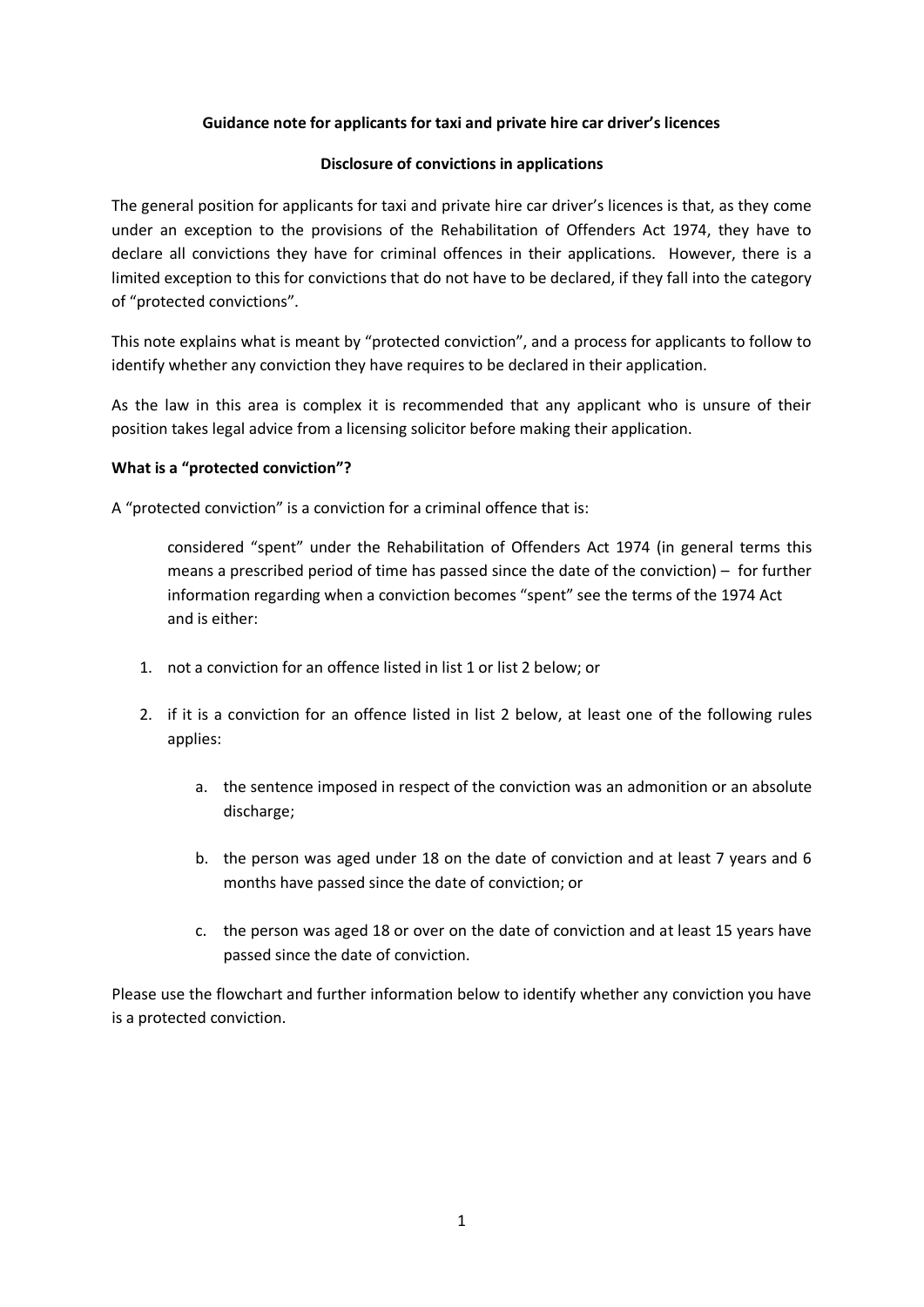**Guidance note for applicants for taxi and private hire car driver's licences**

**Disclosure of convictions in applications**

The general position for applicants for taxi and private hire car driver's licences is that, as they come under an exception to the provisions of the Rehabilitation of Offenders Act 1974, they have to declare all convictions they have for criminal offences in their applications. However, there is a limited exception to this for convictions that do not have to be declared, if they fall into the category of "protected convictions".

This note explains what is meant by "protected conviction", and a process for applicants to follow to identify whether any conviction they have requires to be declared in their application.

As the law in this area is complex it is recommended that any applicant who is unsure of their position takes legal advice from a licensing solicitor before making their application.

**What is a "protected conviction"?**

A "protected conviction" is a conviction for a criminal offence that is:

> considered "spent" under the Rehabilitation of Offenders Act 1974 (in general terms this means a prescribed period of time has passed since the date of the conviction) – for further information regarding when a conviction becomes "spent" see the terms of the 1974 Act and is either:

1. not a conviction for an offence listed in list 1 or list 2 below; or
2. if it is a conviction for an offence listed in list 2 below, at least one of the following rules applies:
   a. the sentence imposed in respect of the conviction was an admonition or an absolute discharge;
   b. the person was aged under 18 on the date of conviction and at least 7 years and 6 months have passed since the date of conviction; or
   c. the person was aged 18 or over on the date of conviction and at least 15 years have passed since the date of conviction.

Please use the flowchart and further information below to identify whether any conviction you have is a protected conviction.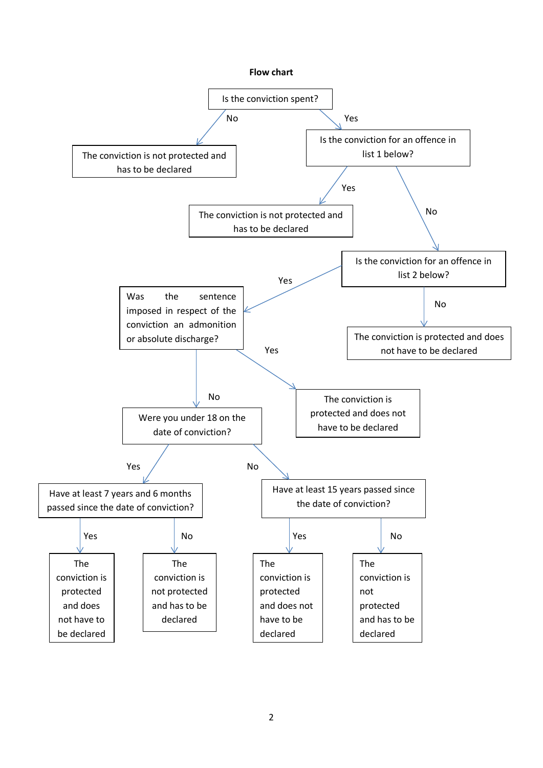**Flow chart**

- **Is the conviction spent?**
  - **No** → The conviction is not protected and has to be declared
  - **Yes** → **Is the conviction for an offence in list 1 below?**
    - **Yes** → The conviction is not protected and has to be declared
    - **No** → **Is the conviction for an offence in list 2 below?**
      - **No** → The conviction is protected and does not have to be declared
      - **Yes** → **Was the sentence imposed in respect of the conviction an admonition or absolute discharge?**
        - **Yes** → The conviction is protected and does not have to be declared
        - **No** → **Were you under 18 on the date of conviction?**
          - **Yes** → **Have at least 7 years and 6 months passed since the date of conviction?**
            - **Yes** → The conviction is protected and does not have to be declared
            - **No** → The conviction is not protected and has to be declared
          - **No** → **Have at least 15 years passed since the date of conviction?**
            - **Yes** → The conviction is protected and does not have to be declared
            - **No** → The conviction is not protected and has to be declared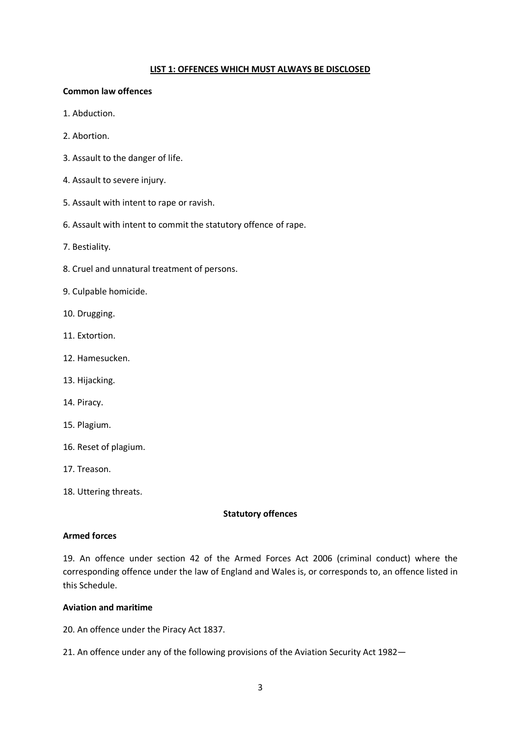## LIST 1: OFFENCES WHICH MUST ALWAYS BE DISCLOSED

### Common law offences

1. Abduction.

2. Abortion.

3. Assault to the danger of life.

4. Assault to severe injury.

5. Assault with intent to rape or ravish.

6. Assault with intent to commit the statutory offence of rape.

7. Bestiality.

8. Cruel and unnatural treatment of persons.

9. Culpable homicide.

10. Drugging.

11. Extortion.

12. Hamesucken.

13. Hijacking.

14. Piracy.

15. Plagium.

16. Reset of plagium.

17. Treason.

18. Uttering threats.

### Statutory offences

**Armed forces**

19. An offence under section 42 of the Armed Forces Act 2006 (criminal conduct) where the corresponding offence under the law of England and Wales is, or corresponds to, an offence listed in this Schedule.

**Aviation and maritime**

20. An offence under the Piracy Act 1837.

21. An offence under any of the following provisions of the Aviation Security Act 1982—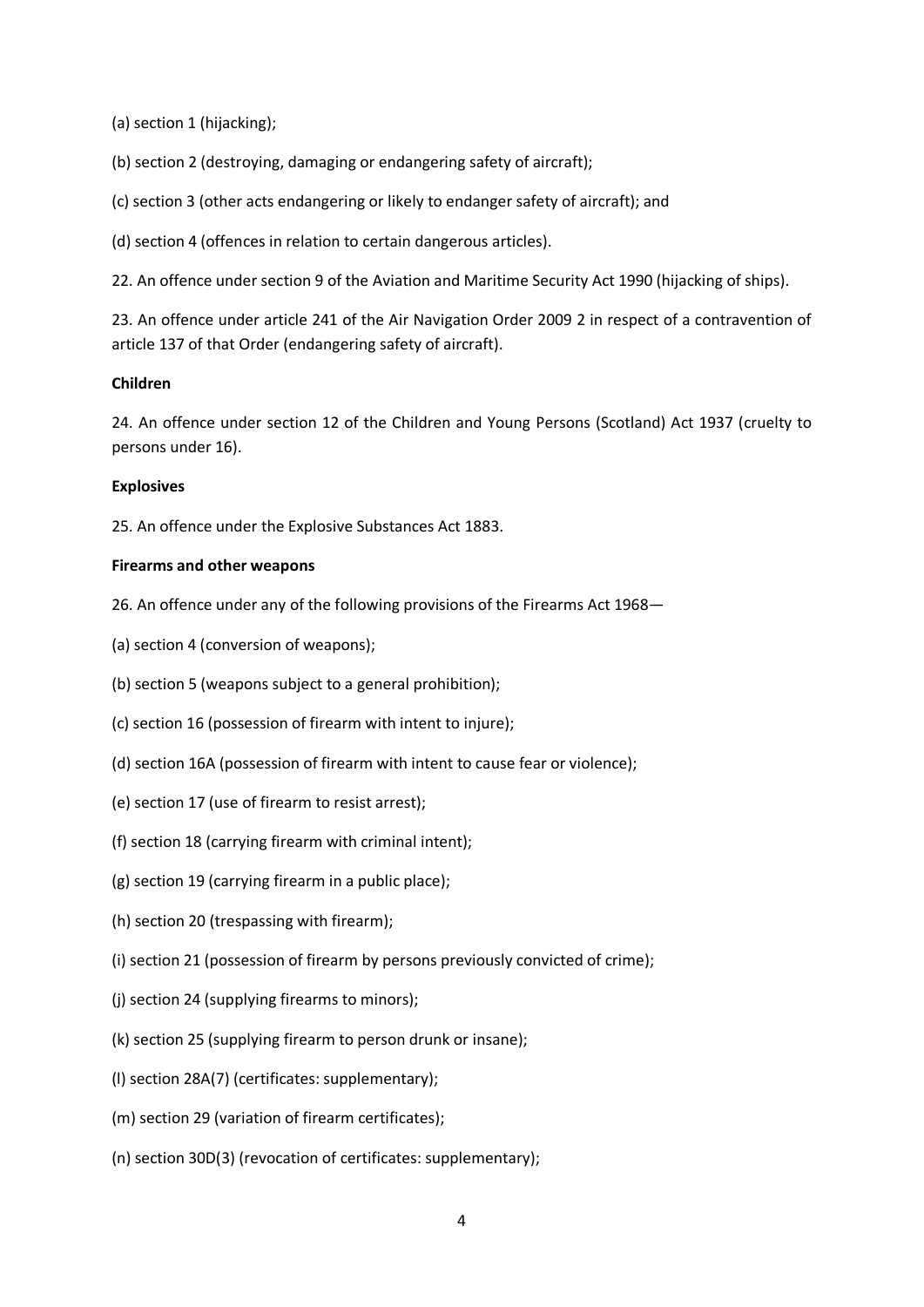(a) section 1 (hijacking);

(b) section 2 (destroying, damaging or endangering safety of aircraft);

(c) section 3 (other acts endangering or likely to endanger safety of aircraft); and

(d) section 4 (offences in relation to certain dangerous articles).

22. An offence under section 9 of the Aviation and Maritime Security Act 1990 (hijacking of ships).

23. An offence under article 241 of the Air Navigation Order 2009 2 in respect of a contravention of article 137 of that Order (endangering safety of aircraft).

**Children**

24. An offence under section 12 of the Children and Young Persons (Scotland) Act 1937 (cruelty to persons under 16).

**Explosives**

25. An offence under the Explosive Substances Act 1883.

**Firearms and other weapons**

26. An offence under any of the following provisions of the Firearms Act 1968—

(a) section 4 (conversion of weapons);

(b) section 5 (weapons subject to a general prohibition);

(c) section 16 (possession of firearm with intent to injure);

(d) section 16A (possession of firearm with intent to cause fear or violence);

(e) section 17 (use of firearm to resist arrest);

(f) section 18 (carrying firearm with criminal intent);

(g) section 19 (carrying firearm in a public place);

(h) section 20 (trespassing with firearm);

(i) section 21 (possession of firearm by persons previously convicted of crime);

(j) section 24 (supplying firearms to minors);

(k) section 25 (supplying firearm to person drunk or insane);

(l) section 28A(7) (certificates: supplementary);

(m) section 29 (variation of firearm certificates);

(n) section 30D(3) (revocation of certificates: supplementary);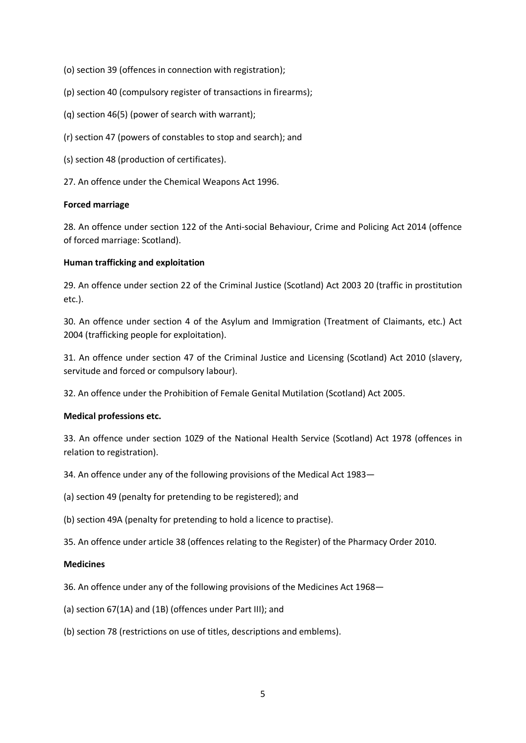(o) section 39 (offences in connection with registration);

(p) section 40 (compulsory register of transactions in firearms);

(q) section 46(5) (power of search with warrant);

(r) section 47 (powers of constables to stop and search); and

(s) section 48 (production of certificates).

27. An offence under the Chemical Weapons Act 1996.

**Forced marriage**

28. An offence under section 122 of the Anti-social Behaviour, Crime and Policing Act 2014 (offence of forced marriage: Scotland).

**Human trafficking and exploitation**

29. An offence under section 22 of the Criminal Justice (Scotland) Act 2003 20 (traffic in prostitution etc.).

30. An offence under section 4 of the Asylum and Immigration (Treatment of Claimants, etc.) Act 2004 (trafficking people for exploitation).

31. An offence under section 47 of the Criminal Justice and Licensing (Scotland) Act 2010 (slavery, servitude and forced or compulsory labour).

32. An offence under the Prohibition of Female Genital Mutilation (Scotland) Act 2005.

**Medical professions etc.**

33. An offence under section 10Z9 of the National Health Service (Scotland) Act 1978 (offences in relation to registration).

34. An offence under any of the following provisions of the Medical Act 1983—

(a) section 49 (penalty for pretending to be registered); and

(b) section 49A (penalty for pretending to hold a licence to practise).

35. An offence under article 38 (offences relating to the Register) of the Pharmacy Order 2010.

**Medicines**

36. An offence under any of the following provisions of the Medicines Act 1968—

(a) section 67(1A) and (1B) (offences under Part III); and

(b) section 78 (restrictions on use of titles, descriptions and emblems).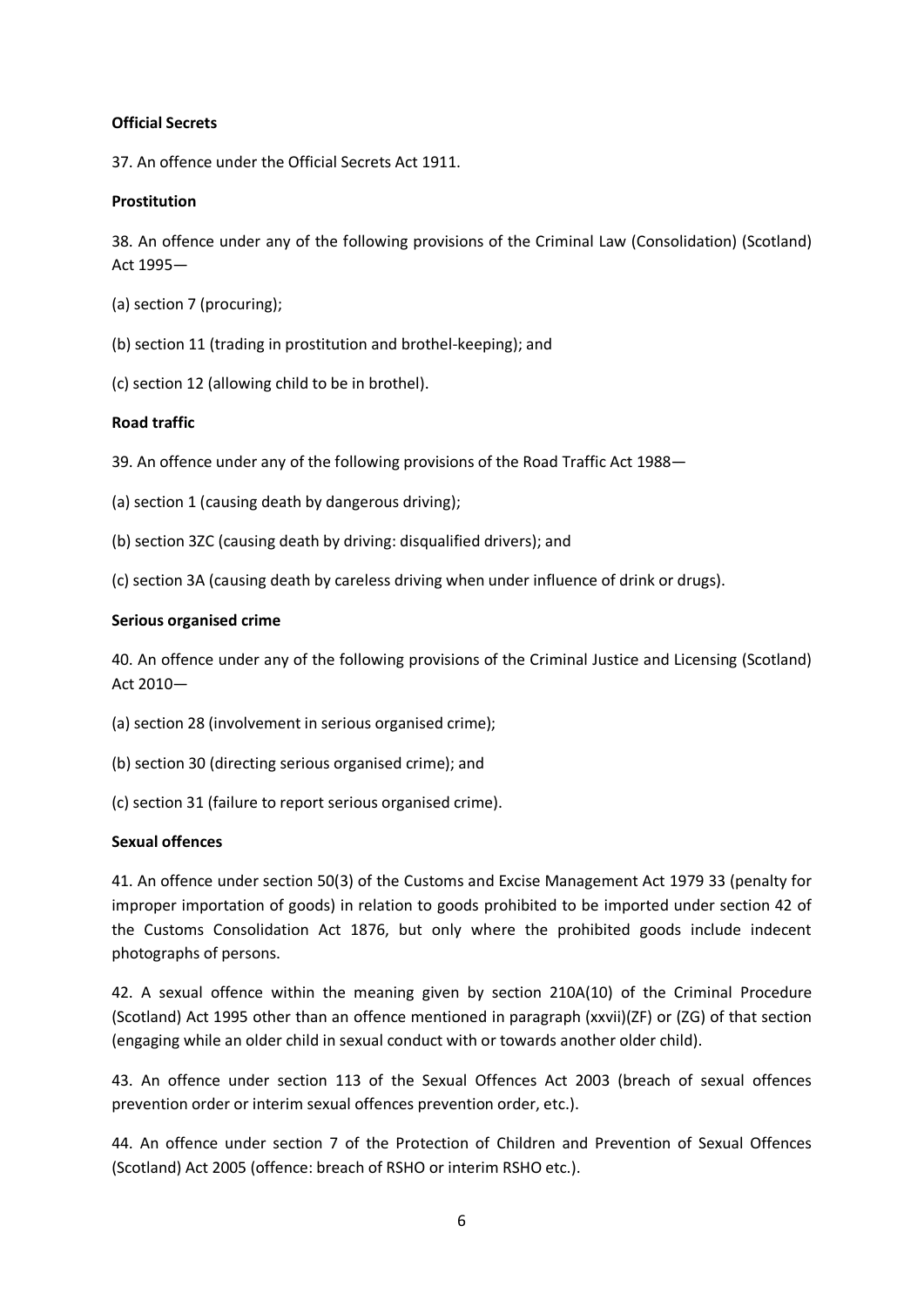**Official Secrets**

37. An offence under the Official Secrets Act 1911.

**Prostitution**

38. An offence under any of the following provisions of the Criminal Law (Consolidation) (Scotland) Act 1995—

(a) section 7 (procuring);

(b) section 11 (trading in prostitution and brothel-keeping); and

(c) section 12 (allowing child to be in brothel).

**Road traffic**

39. An offence under any of the following provisions of the Road Traffic Act 1988—

(a) section 1 (causing death by dangerous driving);

(b) section 3ZC (causing death by driving: disqualified drivers); and

(c) section 3A (causing death by careless driving when under influence of drink or drugs).

**Serious organised crime**

40. An offence under any of the following provisions of the Criminal Justice and Licensing (Scotland) Act 2010—

(a) section 28 (involvement in serious organised crime);

(b) section 30 (directing serious organised crime); and

(c) section 31 (failure to report serious organised crime).

**Sexual offences**

41. An offence under section 50(3) of the Customs and Excise Management Act 1979 33 (penalty for improper importation of goods) in relation to goods prohibited to be imported under section 42 of the Customs Consolidation Act 1876, but only where the prohibited goods include indecent photographs of persons.

42. A sexual offence within the meaning given by section 210A(10) of the Criminal Procedure (Scotland) Act 1995 other than an offence mentioned in paragraph (xxvii)(ZF) or (ZG) of that section (engaging while an older child in sexual conduct with or towards another older child).

43. An offence under section 113 of the Sexual Offences Act 2003 (breach of sexual offences prevention order or interim sexual offences prevention order, etc.).

44. An offence under section 7 of the Protection of Children and Prevention of Sexual Offences (Scotland) Act 2005 (offence: breach of RSHO or interim RSHO etc.).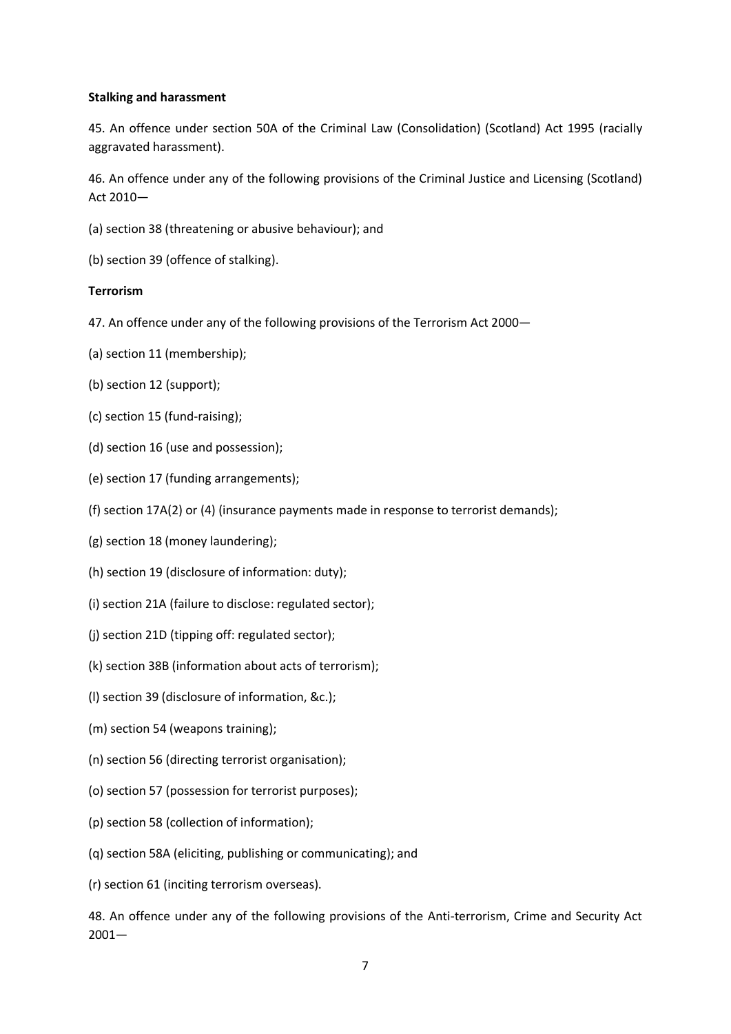**Stalking and harassment**

45. An offence under section 50A of the Criminal Law (Consolidation) (Scotland) Act 1995 (racially aggravated harassment).

46. An offence under any of the following provisions of the Criminal Justice and Licensing (Scotland) Act 2010—

(a) section 38 (threatening or abusive behaviour); and

(b) section 39 (offence of stalking).

**Terrorism**

47. An offence under any of the following provisions of the Terrorism Act 2000—

(a) section 11 (membership);

(b) section 12 (support);

(c) section 15 (fund-raising);

(d) section 16 (use and possession);

(e) section 17 (funding arrangements);

(f) section 17A(2) or (4) (insurance payments made in response to terrorist demands);

(g) section 18 (money laundering);

(h) section 19 (disclosure of information: duty);

(i) section 21A (failure to disclose: regulated sector);

(j) section 21D (tipping off: regulated sector);

(k) section 38B (information about acts of terrorism);

(l) section 39 (disclosure of information, &c.);

(m) section 54 (weapons training);

(n) section 56 (directing terrorist organisation);

(o) section 57 (possession for terrorist purposes);

(p) section 58 (collection of information);

(q) section 58A (eliciting, publishing or communicating); and

(r) section 61 (inciting terrorism overseas).

48. An offence under any of the following provisions of the Anti-terrorism, Crime and Security Act 2001—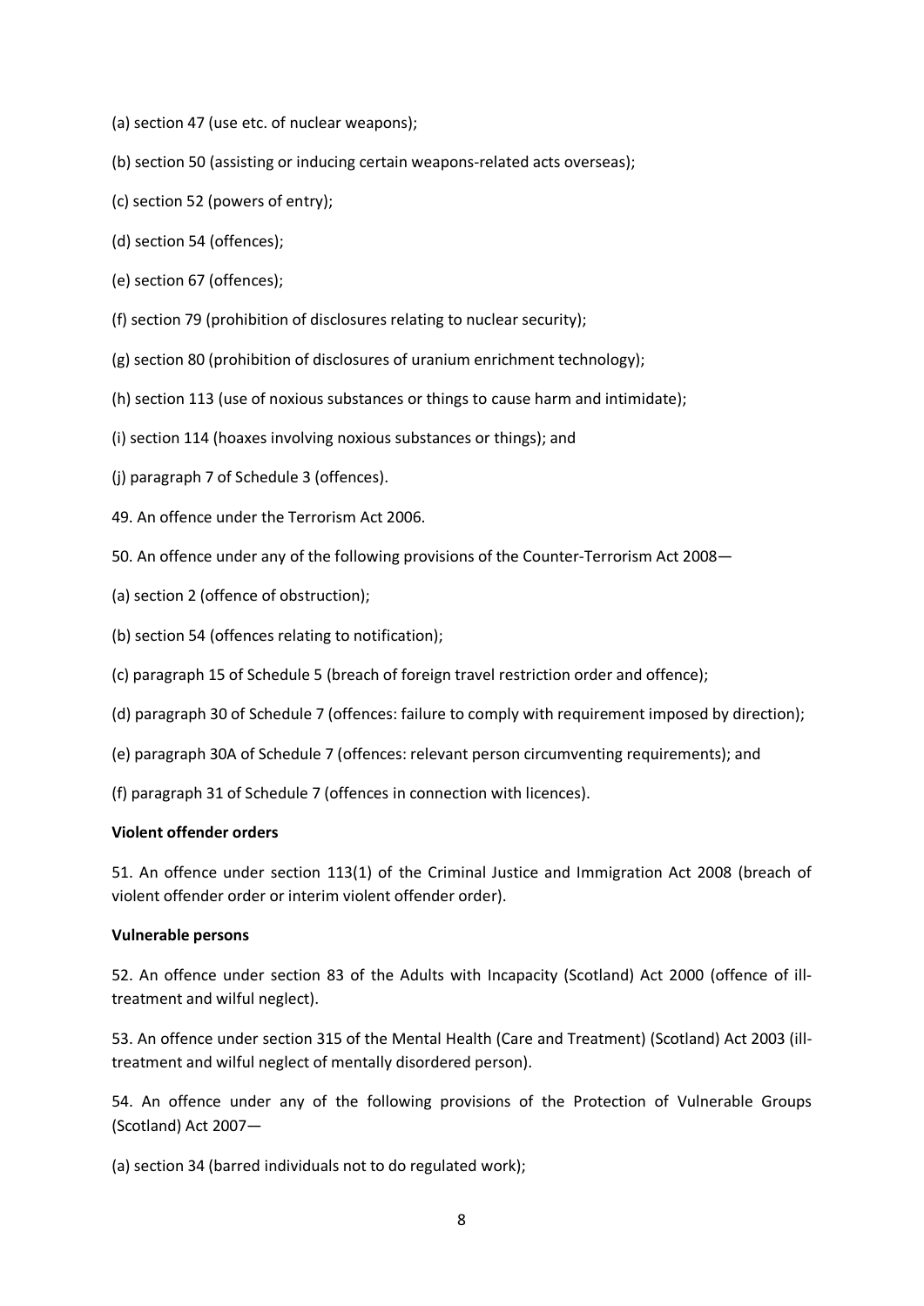(a) section 47 (use etc. of nuclear weapons);

(b) section 50 (assisting or inducing certain weapons-related acts overseas);

(c) section 52 (powers of entry);

(d) section 54 (offences);

(e) section 67 (offences);

(f) section 79 (prohibition of disclosures relating to nuclear security);

(g) section 80 (prohibition of disclosures of uranium enrichment technology);

(h) section 113 (use of noxious substances or things to cause harm and intimidate);

(i) section 114 (hoaxes involving noxious substances or things); and

(j) paragraph 7 of Schedule 3 (offences).

49. An offence under the Terrorism Act 2006.

50. An offence under any of the following provisions of the Counter-Terrorism Act 2008—

(a) section 2 (offence of obstruction);

(b) section 54 (offences relating to notification);

(c) paragraph 15 of Schedule 5 (breach of foreign travel restriction order and offence);

(d) paragraph 30 of Schedule 7 (offences: failure to comply with requirement imposed by direction);

(e) paragraph 30A of Schedule 7 (offences: relevant person circumventing requirements); and

(f) paragraph 31 of Schedule 7 (offences in connection with licences).

**Violent offender orders**

51. An offence under section 113(1) of the Criminal Justice and Immigration Act 2008 (breach of violent offender order or interim violent offender order).

**Vulnerable persons**

52. An offence under section 83 of the Adults with Incapacity (Scotland) Act 2000 (offence of ill-treatment and wilful neglect).

53. An offence under section 315 of the Mental Health (Care and Treatment) (Scotland) Act 2003 (ill-treatment and wilful neglect of mentally disordered person).

54. An offence under any of the following provisions of the Protection of Vulnerable Groups (Scotland) Act 2007—

(a) section 34 (barred individuals not to do regulated work);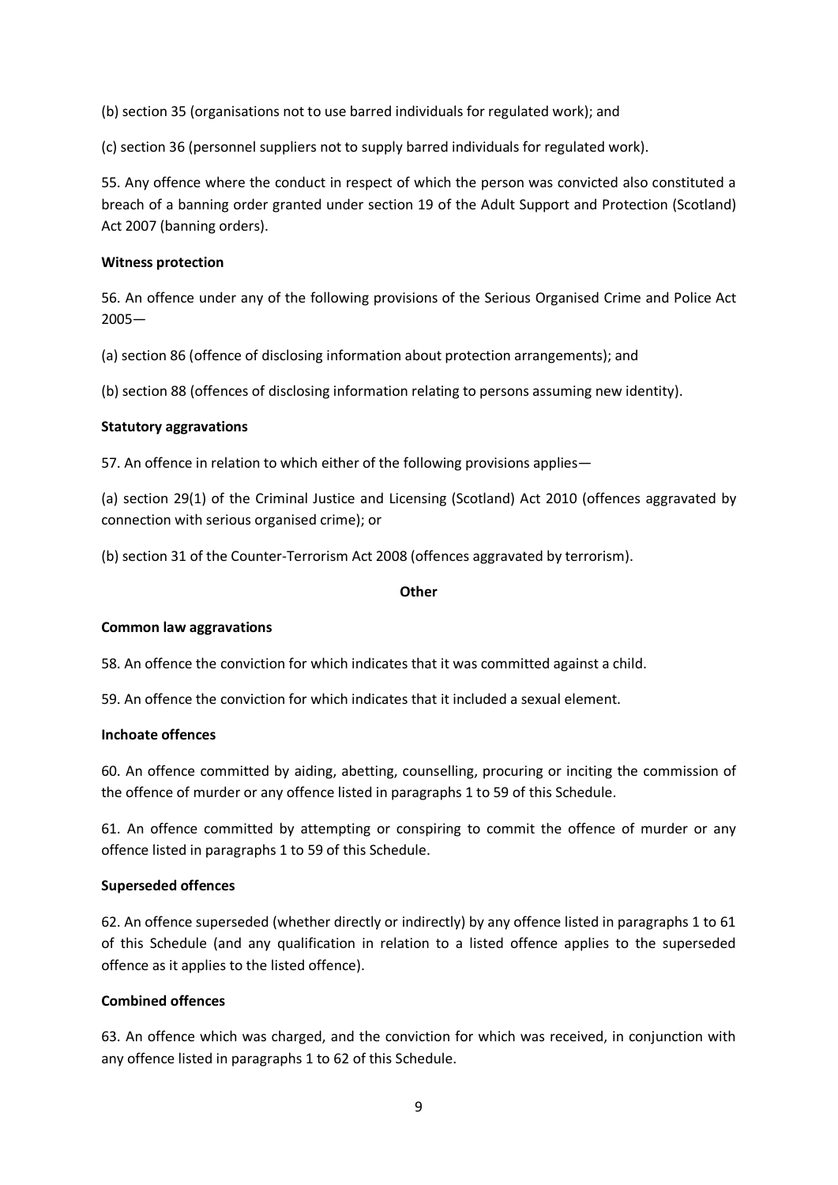(b) section 35 (organisations not to use barred individuals for regulated work); and

(c) section 36 (personnel suppliers not to supply barred individuals for regulated work).

55. Any offence where the conduct in respect of which the person was convicted also constituted a breach of a banning order granted under section 19 of the Adult Support and Protection (Scotland) Act 2007 (banning orders).

**Witness protection**

56. An offence under any of the following provisions of the Serious Organised Crime and Police Act 2005—

(a) section 86 (offence of disclosing information about protection arrangements); and

(b) section 88 (offences of disclosing information relating to persons assuming new identity).

**Statutory aggravations**

57. An offence in relation to which either of the following provisions applies—

(a) section 29(1) of the Criminal Justice and Licensing (Scotland) Act 2010 (offences aggravated by connection with serious organised crime); or

(b) section 31 of the Counter-Terrorism Act 2008 (offences aggravated by terrorism).

## Other

**Common law aggravations**

58. An offence the conviction for which indicates that it was committed against a child.

59. An offence the conviction for which indicates that it included a sexual element.

**Inchoate offences**

60. An offence committed by aiding, abetting, counselling, procuring or inciting the commission of the offence of murder or any offence listed in paragraphs 1 to 59 of this Schedule.

61. An offence committed by attempting or conspiring to commit the offence of murder or any offence listed in paragraphs 1 to 59 of this Schedule.

**Superseded offences**

62. An offence superseded (whether directly or indirectly) by any offence listed in paragraphs 1 to 61 of this Schedule (and any qualification in relation to a listed offence applies to the superseded offence as it applies to the listed offence).

**Combined offences**

63. An offence which was charged, and the conviction for which was received, in conjunction with any offence listed in paragraphs 1 to 62 of this Schedule.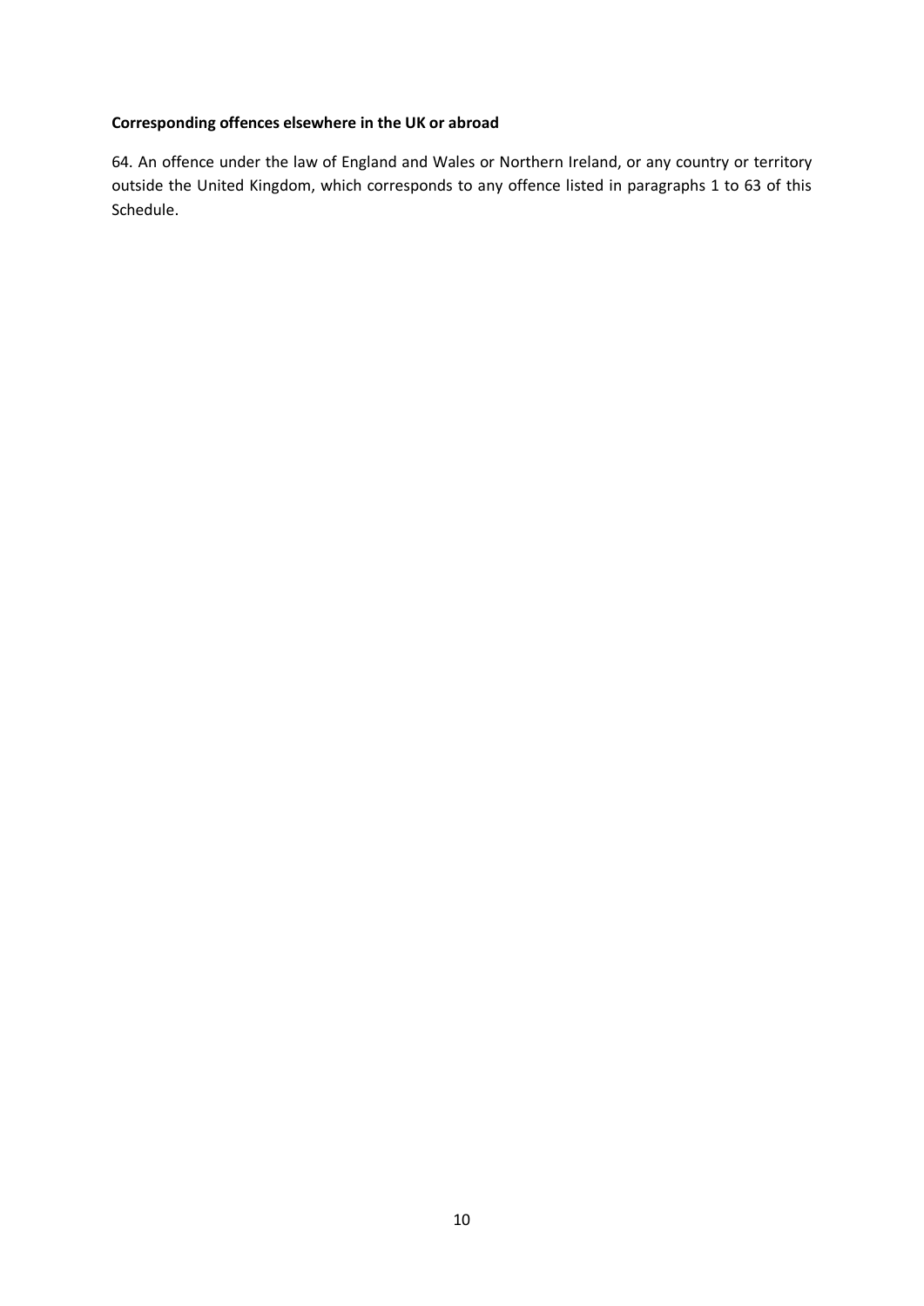**Corresponding offences elsewhere in the UK or abroad**

64. An offence under the law of England and Wales or Northern Ireland, or any country or territory outside the United Kingdom, which corresponds to any offence listed in paragraphs 1 to 63 of this Schedule.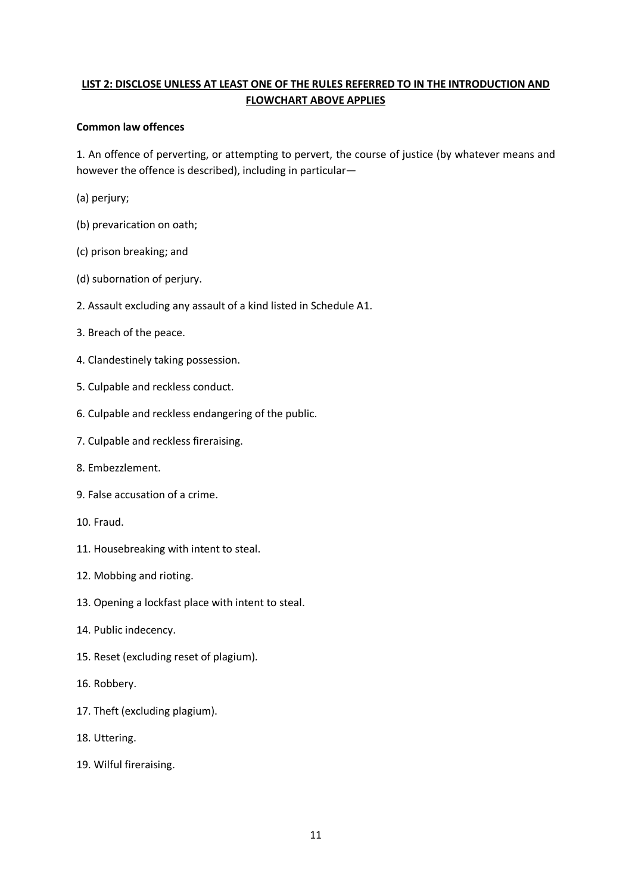## LIST 2: DISCLOSE UNLESS AT LEAST ONE OF THE RULES REFERRED TO IN THE INTRODUCTION AND FLOWCHART ABOVE APPLIES

**Common law offences**

1. An offence of perverting, or attempting to pervert, the course of justice (by whatever means and however the offence is described), including in particular—

(a) perjury;

(b) prevarication on oath;

(c) prison breaking; and

(d) subornation of perjury.

2. Assault excluding any assault of a kind listed in Schedule A1.

3. Breach of the peace.

4. Clandestinely taking possession.

5. Culpable and reckless conduct.

6. Culpable and reckless endangering of the public.

7. Culpable and reckless fireraising.

8. Embezzlement.

9. False accusation of a crime.

10. Fraud.

11. Housebreaking with intent to steal.

12. Mobbing and rioting.

13. Opening a lockfast place with intent to steal.

14. Public indecency.

15. Reset (excluding reset of plagium).

16. Robbery.

17. Theft (excluding plagium).

18. Uttering.

19. Wilful fireraising.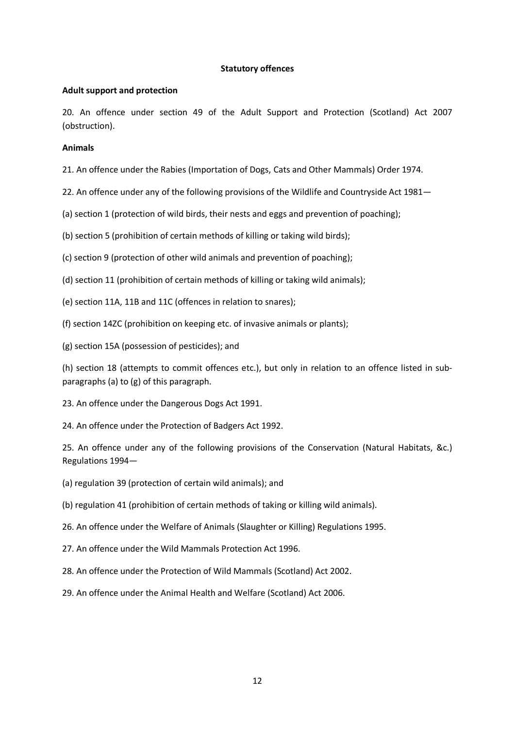**Statutory offences**

**Adult support and protection**

20. An offence under section 49 of the Adult Support and Protection (Scotland) Act 2007 (obstruction).

**Animals**

21. An offence under the Rabies (Importation of Dogs, Cats and Other Mammals) Order 1974.

22. An offence under any of the following provisions of the Wildlife and Countryside Act 1981—

(a) section 1 (protection of wild birds, their nests and eggs and prevention of poaching);

(b) section 5 (prohibition of certain methods of killing or taking wild birds);

(c) section 9 (protection of other wild animals and prevention of poaching);

(d) section 11 (prohibition of certain methods of killing or taking wild animals);

(e) section 11A, 11B and 11C (offences in relation to snares);

(f) section 14ZC (prohibition on keeping etc. of invasive animals or plants);

(g) section 15A (possession of pesticides); and

(h) section 18 (attempts to commit offences etc.), but only in relation to an offence listed in sub-paragraphs (a) to (g) of this paragraph.

23. An offence under the Dangerous Dogs Act 1991.

24. An offence under the Protection of Badgers Act 1992.

25. An offence under any of the following provisions of the Conservation (Natural Habitats, &c.) Regulations 1994—

(a) regulation 39 (protection of certain wild animals); and

(b) regulation 41 (prohibition of certain methods of taking or killing wild animals).

26. An offence under the Welfare of Animals (Slaughter or Killing) Regulations 1995.

27. An offence under the Wild Mammals Protection Act 1996.

28. An offence under the Protection of Wild Mammals (Scotland) Act 2002.

29. An offence under the Animal Health and Welfare (Scotland) Act 2006.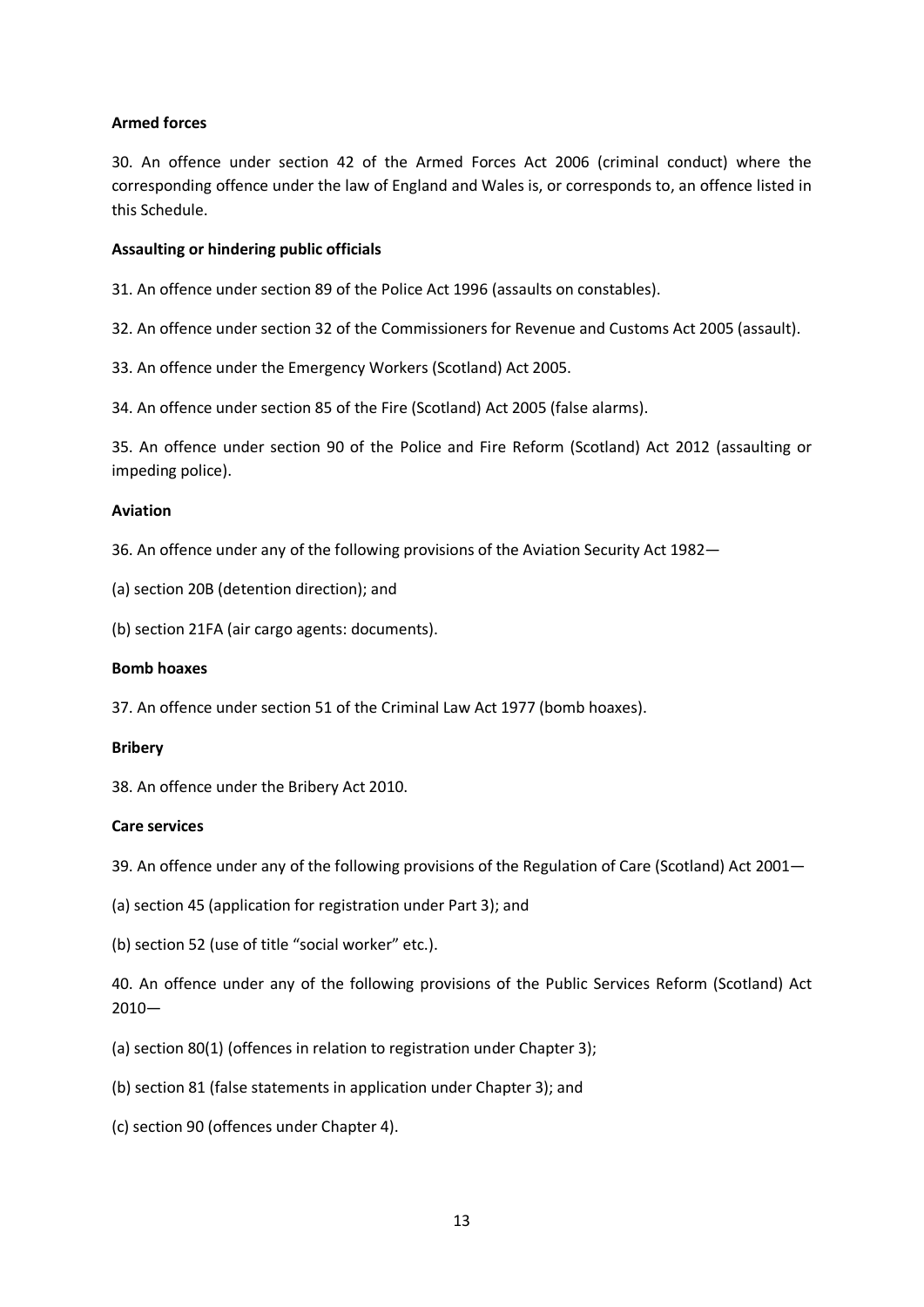**Armed forces**

30. An offence under section 42 of the Armed Forces Act 2006 (criminal conduct) where the corresponding offence under the law of England and Wales is, or corresponds to, an offence listed in this Schedule.

**Assaulting or hindering public officials**

31. An offence under section 89 of the Police Act 1996 (assaults on constables).

32. An offence under section 32 of the Commissioners for Revenue and Customs Act 2005 (assault).

33. An offence under the Emergency Workers (Scotland) Act 2005.

34. An offence under section 85 of the Fire (Scotland) Act 2005 (false alarms).

35. An offence under section 90 of the Police and Fire Reform (Scotland) Act 2012 (assaulting or impeding police).

**Aviation**

36. An offence under any of the following provisions of the Aviation Security Act 1982—

(a) section 20B (detention direction); and

(b) section 21FA (air cargo agents: documents).

**Bomb hoaxes**

37. An offence under section 51 of the Criminal Law Act 1977 (bomb hoaxes).

**Bribery**

38. An offence under the Bribery Act 2010.

**Care services**

39. An offence under any of the following provisions of the Regulation of Care (Scotland) Act 2001—

(a) section 45 (application for registration under Part 3); and

(b) section 52 (use of title "social worker" etc.).

40. An offence under any of the following provisions of the Public Services Reform (Scotland) Act 2010—

(a) section 80(1) (offences in relation to registration under Chapter 3);

(b) section 81 (false statements in application under Chapter 3); and

(c) section 90 (offences under Chapter 4).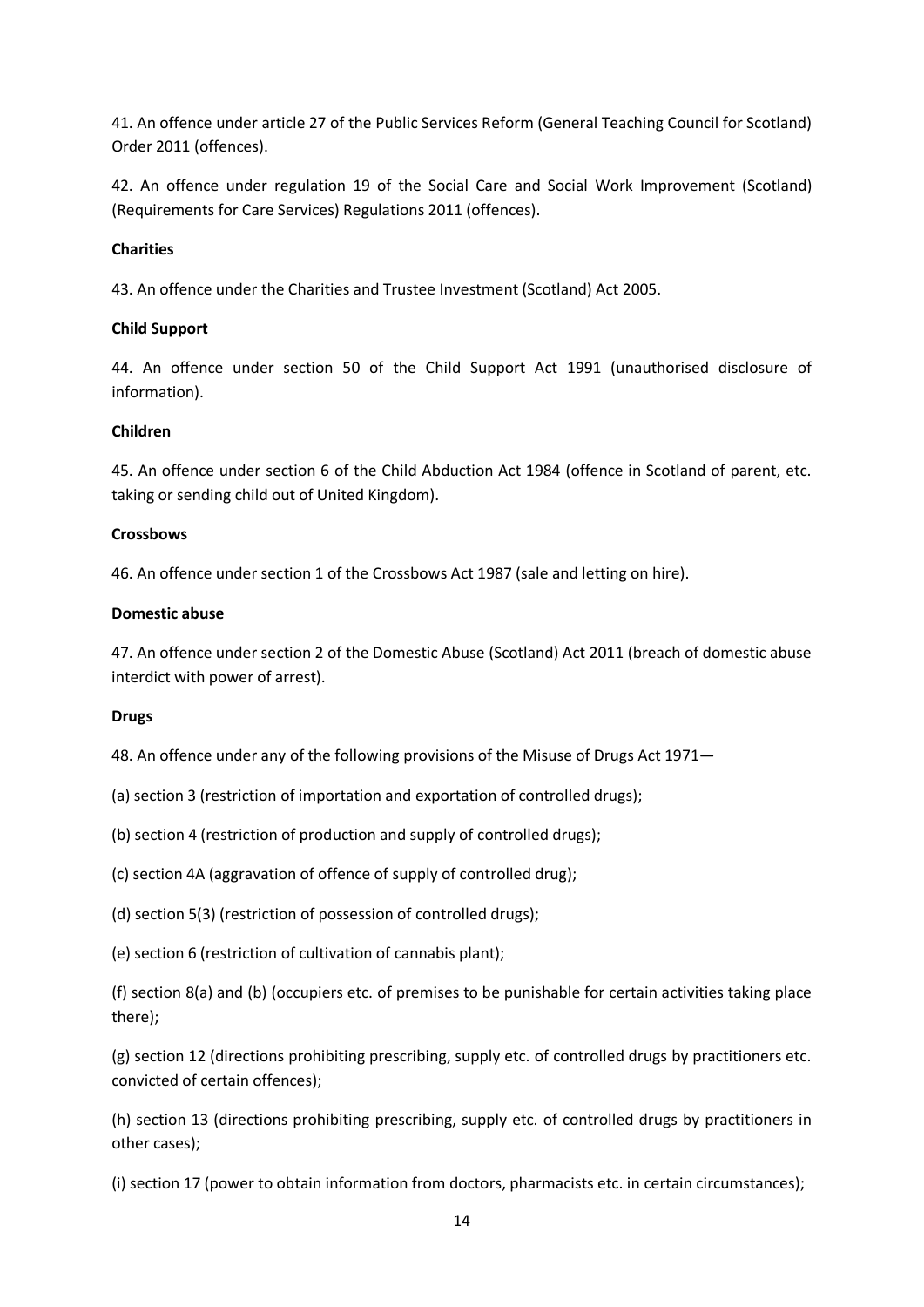41. An offence under article 27 of the Public Services Reform (General Teaching Council for Scotland) Order 2011 (offences).

42. An offence under regulation 19 of the Social Care and Social Work Improvement (Scotland) (Requirements for Care Services) Regulations 2011 (offences).

**Charities**

43. An offence under the Charities and Trustee Investment (Scotland) Act 2005.

**Child Support**

44. An offence under section 50 of the Child Support Act 1991 (unauthorised disclosure of information).

**Children**

45. An offence under section 6 of the Child Abduction Act 1984 (offence in Scotland of parent, etc. taking or sending child out of United Kingdom).

**Crossbows**

46. An offence under section 1 of the Crossbows Act 1987 (sale and letting on hire).

**Domestic abuse**

47. An offence under section 2 of the Domestic Abuse (Scotland) Act 2011 (breach of domestic abuse interdict with power of arrest).

**Drugs**

48. An offence under any of the following provisions of the Misuse of Drugs Act 1971—

(a) section 3 (restriction of importation and exportation of controlled drugs);

(b) section 4 (restriction of production and supply of controlled drugs);

(c) section 4A (aggravation of offence of supply of controlled drug);

(d) section 5(3) (restriction of possession of controlled drugs);

(e) section 6 (restriction of cultivation of cannabis plant);

(f) section 8(a) and (b) (occupiers etc. of premises to be punishable for certain activities taking place there);

(g) section 12 (directions prohibiting prescribing, supply etc. of controlled drugs by practitioners etc. convicted of certain offences);

(h) section 13 (directions prohibiting prescribing, supply etc. of controlled drugs by practitioners in other cases);

(i) section 17 (power to obtain information from doctors, pharmacists etc. in certain circumstances);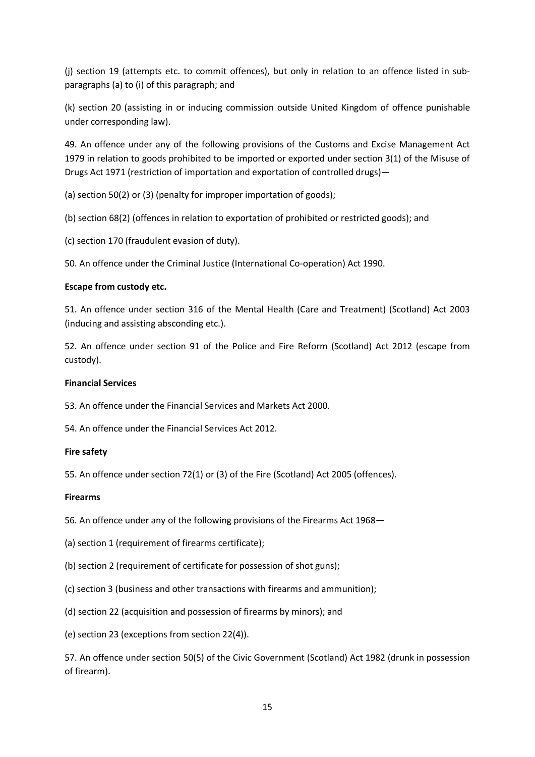(j) section 19 (attempts etc. to commit offences), but only in relation to an offence listed in sub-paragraphs (a) to (i) of this paragraph; and

(k) section 20 (assisting in or inducing commission outside United Kingdom of offence punishable under corresponding law).

49. An offence under any of the following provisions of the Customs and Excise Management Act 1979 in relation to goods prohibited to be imported or exported under section 3(1) of the Misuse of Drugs Act 1971 (restriction of importation and exportation of controlled drugs)—

(a) section 50(2) or (3) (penalty for improper importation of goods);

(b) section 68(2) (offences in relation to exportation of prohibited or restricted goods); and

(c) section 170 (fraudulent evasion of duty).

50. An offence under the Criminal Justice (International Co-operation) Act 1990.

**Escape from custody etc.**

51. An offence under section 316 of the Mental Health (Care and Treatment) (Scotland) Act 2003 (inducing and assisting absconding etc.).

52. An offence under section 91 of the Police and Fire Reform (Scotland) Act 2012 (escape from custody).

**Financial Services**

53. An offence under the Financial Services and Markets Act 2000.

54. An offence under the Financial Services Act 2012.

**Fire safety**

55. An offence under section 72(1) or (3) of the Fire (Scotland) Act 2005 (offences).

**Firearms**

56. An offence under any of the following provisions of the Firearms Act 1968—

(a) section 1 (requirement of firearms certificate);

(b) section 2 (requirement of certificate for possession of shot guns);

(c) section 3 (business and other transactions with firearms and ammunition);

(d) section 22 (acquisition and possession of firearms by minors); and

(e) section 23 (exceptions from section 22(4)).

57. An offence under section 50(5) of the Civic Government (Scotland) Act 1982 (drunk in possession of firearm).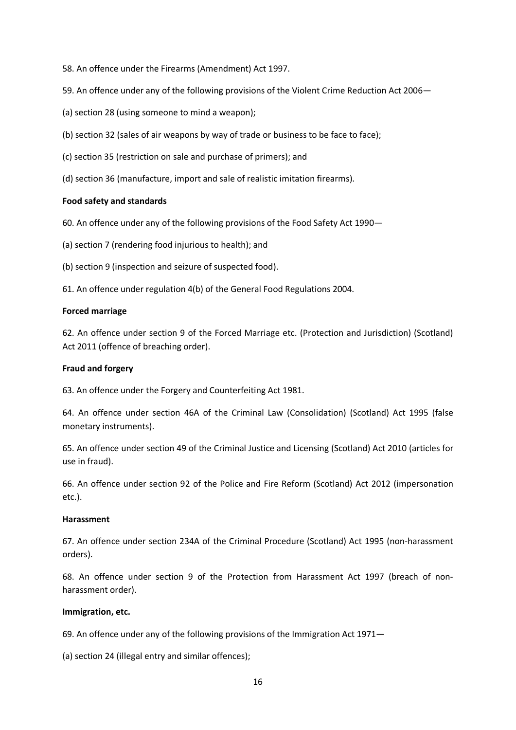58. An offence under the Firearms (Amendment) Act 1997.

59. An offence under any of the following provisions of the Violent Crime Reduction Act 2006—

(a) section 28 (using someone to mind a weapon);

(b) section 32 (sales of air weapons by way of trade or business to be face to face);

(c) section 35 (restriction on sale and purchase of primers); and

(d) section 36 (manufacture, import and sale of realistic imitation firearms).

**Food safety and standards**

60. An offence under any of the following provisions of the Food Safety Act 1990—

(a) section 7 (rendering food injurious to health); and

(b) section 9 (inspection and seizure of suspected food).

61. An offence under regulation 4(b) of the General Food Regulations 2004.

**Forced marriage**

62. An offence under section 9 of the Forced Marriage etc. (Protection and Jurisdiction) (Scotland) Act 2011 (offence of breaching order).

**Fraud and forgery**

63. An offence under the Forgery and Counterfeiting Act 1981.

64. An offence under section 46A of the Criminal Law (Consolidation) (Scotland) Act 1995 (false monetary instruments).

65. An offence under section 49 of the Criminal Justice and Licensing (Scotland) Act 2010 (articles for use in fraud).

66. An offence under section 92 of the Police and Fire Reform (Scotland) Act 2012 (impersonation etc.).

**Harassment**

67. An offence under section 234A of the Criminal Procedure (Scotland) Act 1995 (non-harassment orders).

68. An offence under section 9 of the Protection from Harassment Act 1997 (breach of non-harassment order).

**Immigration, etc.**

69. An offence under any of the following provisions of the Immigration Act 1971—

(a) section 24 (illegal entry and similar offences);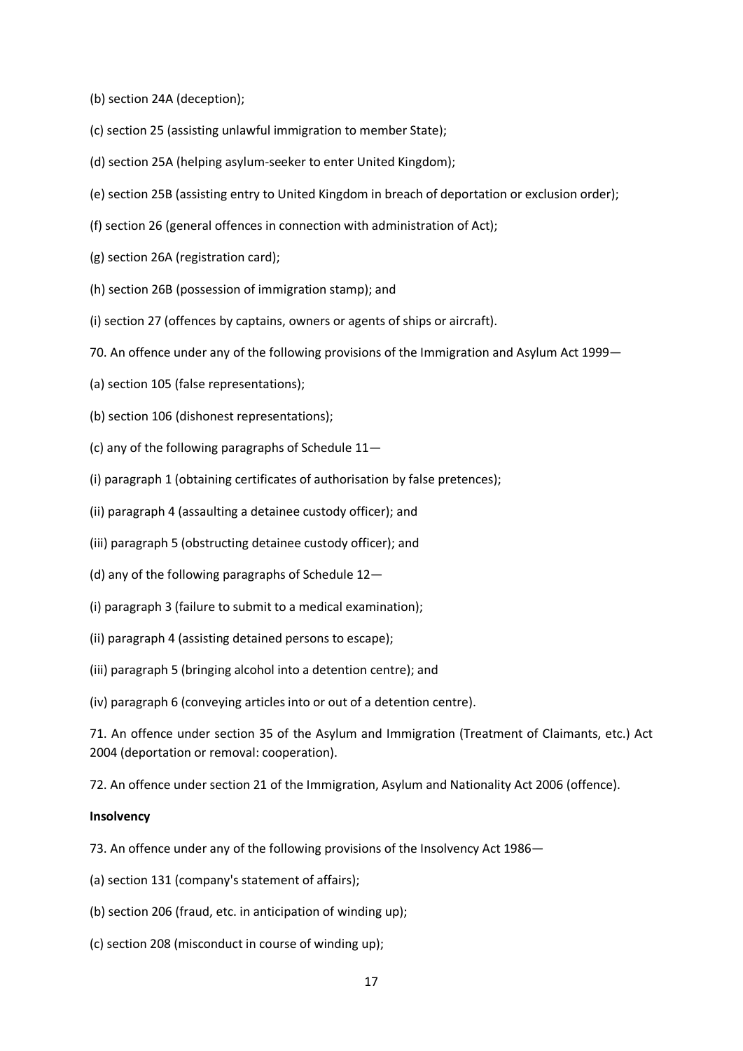(b) section 24A (deception);

(c) section 25 (assisting unlawful immigration to member State);

(d) section 25A (helping asylum-seeker to enter United Kingdom);

(e) section 25B (assisting entry to United Kingdom in breach of deportation or exclusion order);

(f) section 26 (general offences in connection with administration of Act);

(g) section 26A (registration card);

(h) section 26B (possession of immigration stamp); and

(i) section 27 (offences by captains, owners or agents of ships or aircraft).

70. An offence under any of the following provisions of the Immigration and Asylum Act 1999—

(a) section 105 (false representations);

(b) section 106 (dishonest representations);

(c) any of the following paragraphs of Schedule 11—

(i) paragraph 1 (obtaining certificates of authorisation by false pretences);

(ii) paragraph 4 (assaulting a detainee custody officer); and

(iii) paragraph 5 (obstructing detainee custody officer); and

(d) any of the following paragraphs of Schedule 12—

(i) paragraph 3 (failure to submit to a medical examination);

(ii) paragraph 4 (assisting detained persons to escape);

(iii) paragraph 5 (bringing alcohol into a detention centre); and

(iv) paragraph 6 (conveying articles into or out of a detention centre).

71. An offence under section 35 of the Asylum and Immigration (Treatment of Claimants, etc.) Act 2004 (deportation or removal: cooperation).

72. An offence under section 21 of the Immigration, Asylum and Nationality Act 2006 (offence).

**Insolvency**

73. An offence under any of the following provisions of the Insolvency Act 1986—

(a) section 131 (company's statement of affairs);

(b) section 206 (fraud, etc. in anticipation of winding up);

(c) section 208 (misconduct in course of winding up);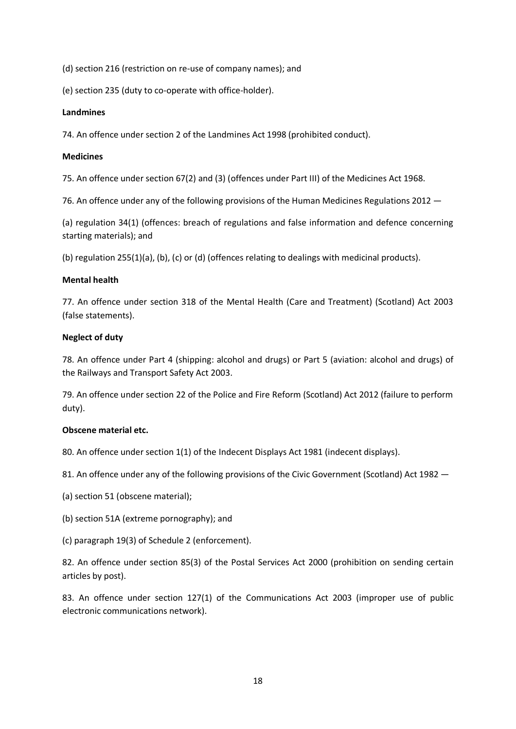(d) section 216 (restriction on re-use of company names); and

(e) section 235 (duty to co-operate with office-holder).

**Landmines**

74. An offence under section 2 of the Landmines Act 1998 (prohibited conduct).

**Medicines**

75. An offence under section 67(2) and (3) (offences under Part III) of the Medicines Act 1968.

76. An offence under any of the following provisions of the Human Medicines Regulations 2012 —

(a) regulation 34(1) (offences: breach of regulations and false information and defence concerning starting materials); and

(b) regulation 255(1)(a), (b), (c) or (d) (offences relating to dealings with medicinal products).

**Mental health**

77. An offence under section 318 of the Mental Health (Care and Treatment) (Scotland) Act 2003 (false statements).

**Neglect of duty**

78. An offence under Part 4 (shipping: alcohol and drugs) or Part 5 (aviation: alcohol and drugs) of the Railways and Transport Safety Act 2003.

79. An offence under section 22 of the Police and Fire Reform (Scotland) Act 2012 (failure to perform duty).

**Obscene material etc.**

80. An offence under section 1(1) of the Indecent Displays Act 1981 (indecent displays).

81. An offence under any of the following provisions of the Civic Government (Scotland) Act 1982 —

(a) section 51 (obscene material);

(b) section 51A (extreme pornography); and

(c) paragraph 19(3) of Schedule 2 (enforcement).

82. An offence under section 85(3) of the Postal Services Act 2000 (prohibition on sending certain articles by post).

83. An offence under section 127(1) of the Communications Act 2003 (improper use of public electronic communications network).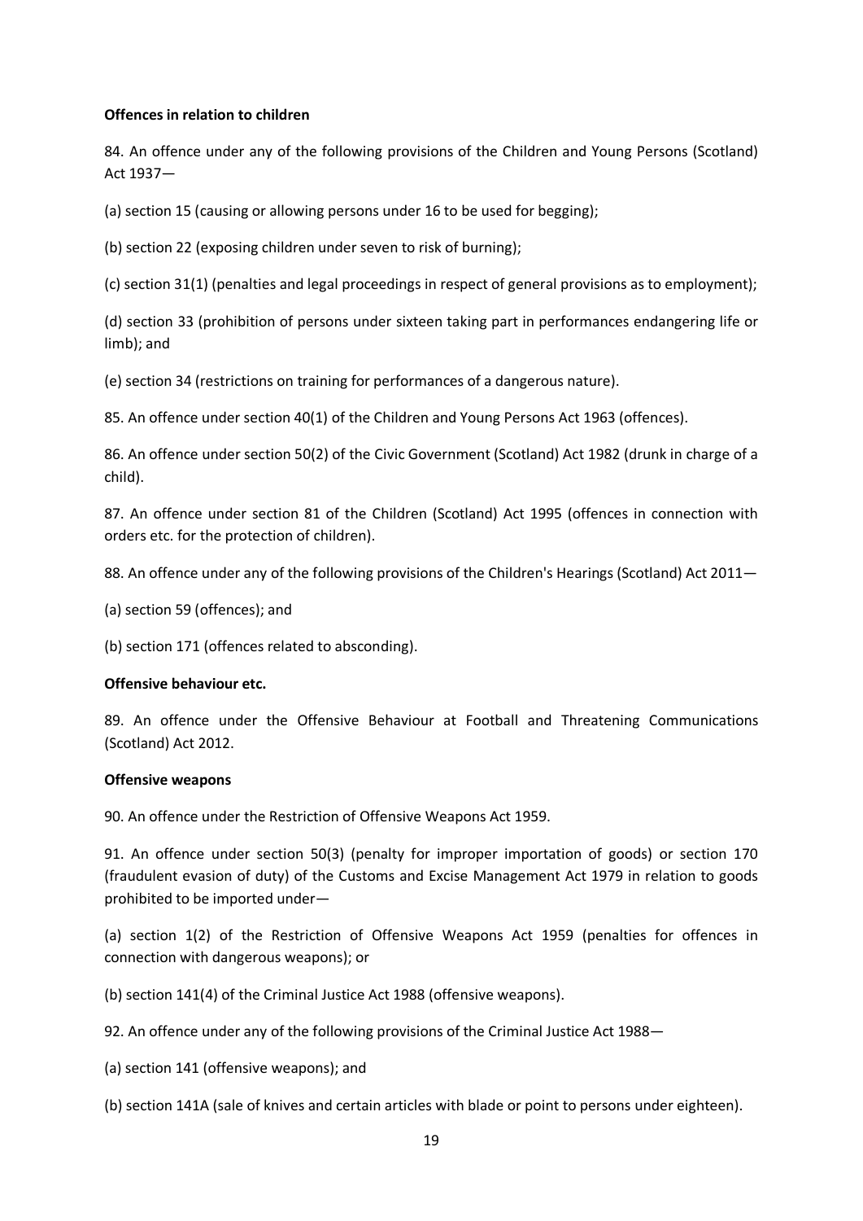**Offences in relation to children**

84. An offence under any of the following provisions of the Children and Young Persons (Scotland) Act 1937—

(a) section 15 (causing or allowing persons under 16 to be used for begging);

(b) section 22 (exposing children under seven to risk of burning);

(c) section 31(1) (penalties and legal proceedings in respect of general provisions as to employment);

(d) section 33 (prohibition of persons under sixteen taking part in performances endangering life or limb); and

(e) section 34 (restrictions on training for performances of a dangerous nature).

85. An offence under section 40(1) of the Children and Young Persons Act 1963 (offences).

86. An offence under section 50(2) of the Civic Government (Scotland) Act 1982 (drunk in charge of a child).

87. An offence under section 81 of the Children (Scotland) Act 1995 (offences in connection with orders etc. for the protection of children).

88. An offence under any of the following provisions of the Children's Hearings (Scotland) Act 2011—

(a) section 59 (offences); and

(b) section 171 (offences related to absconding).

**Offensive behaviour etc.**

89. An offence under the Offensive Behaviour at Football and Threatening Communications (Scotland) Act 2012.

**Offensive weapons**

90. An offence under the Restriction of Offensive Weapons Act 1959.

91. An offence under section 50(3) (penalty for improper importation of goods) or section 170 (fraudulent evasion of duty) of the Customs and Excise Management Act 1979 in relation to goods prohibited to be imported under—

(a) section 1(2) of the Restriction of Offensive Weapons Act 1959 (penalties for offences in connection with dangerous weapons); or

(b) section 141(4) of the Criminal Justice Act 1988 (offensive weapons).

92. An offence under any of the following provisions of the Criminal Justice Act 1988—

(a) section 141 (offensive weapons); and

(b) section 141A (sale of knives and certain articles with blade or point to persons under eighteen).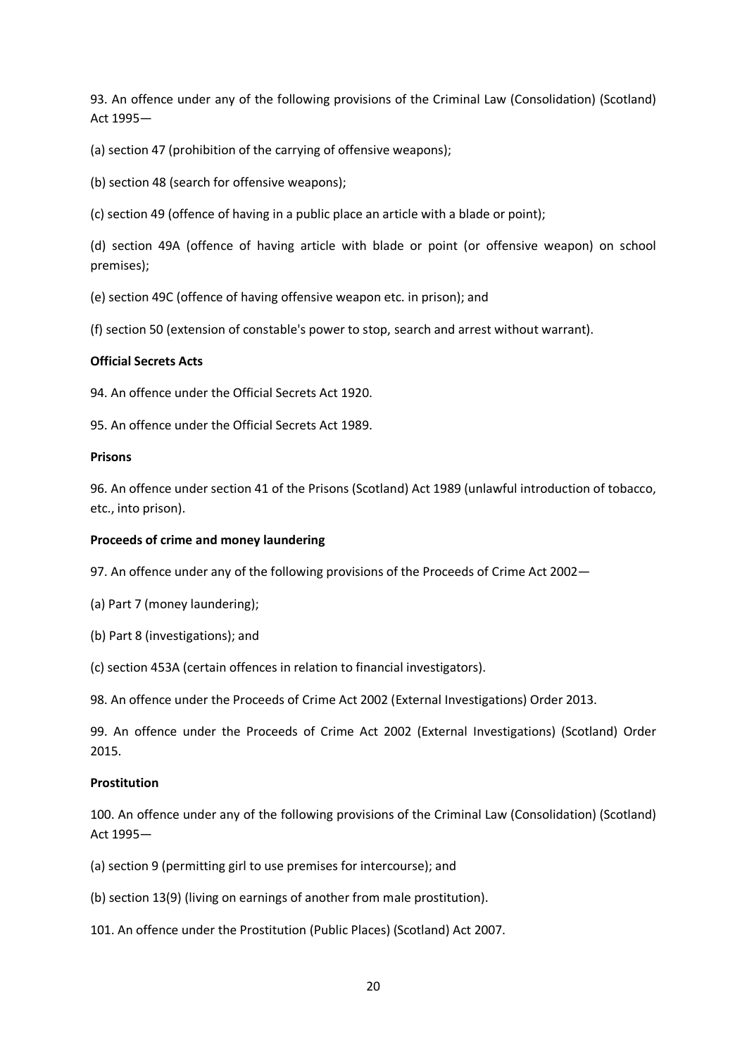93. An offence under any of the following provisions of the Criminal Law (Consolidation) (Scotland) Act 1995—

(a) section 47 (prohibition of the carrying of offensive weapons);

(b) section 48 (search for offensive weapons);

(c) section 49 (offence of having in a public place an article with a blade or point);

(d) section 49A (offence of having article with blade or point (or offensive weapon) on school premises);

(e) section 49C (offence of having offensive weapon etc. in prison); and

(f) section 50 (extension of constable's power to stop, search and arrest without warrant).

**Official Secrets Acts**

94. An offence under the Official Secrets Act 1920.

95. An offence under the Official Secrets Act 1989.

**Prisons**

96. An offence under section 41 of the Prisons (Scotland) Act 1989 (unlawful introduction of tobacco, etc., into prison).

**Proceeds of crime and money laundering**

97. An offence under any of the following provisions of the Proceeds of Crime Act 2002—

(a) Part 7 (money laundering);

(b) Part 8 (investigations); and

(c) section 453A (certain offences in relation to financial investigators).

98. An offence under the Proceeds of Crime Act 2002 (External Investigations) Order 2013.

99. An offence under the Proceeds of Crime Act 2002 (External Investigations) (Scotland) Order 2015.

**Prostitution**

100. An offence under any of the following provisions of the Criminal Law (Consolidation) (Scotland) Act 1995—

(a) section 9 (permitting girl to use premises for intercourse); and

(b) section 13(9) (living on earnings of another from male prostitution).

101. An offence under the Prostitution (Public Places) (Scotland) Act 2007.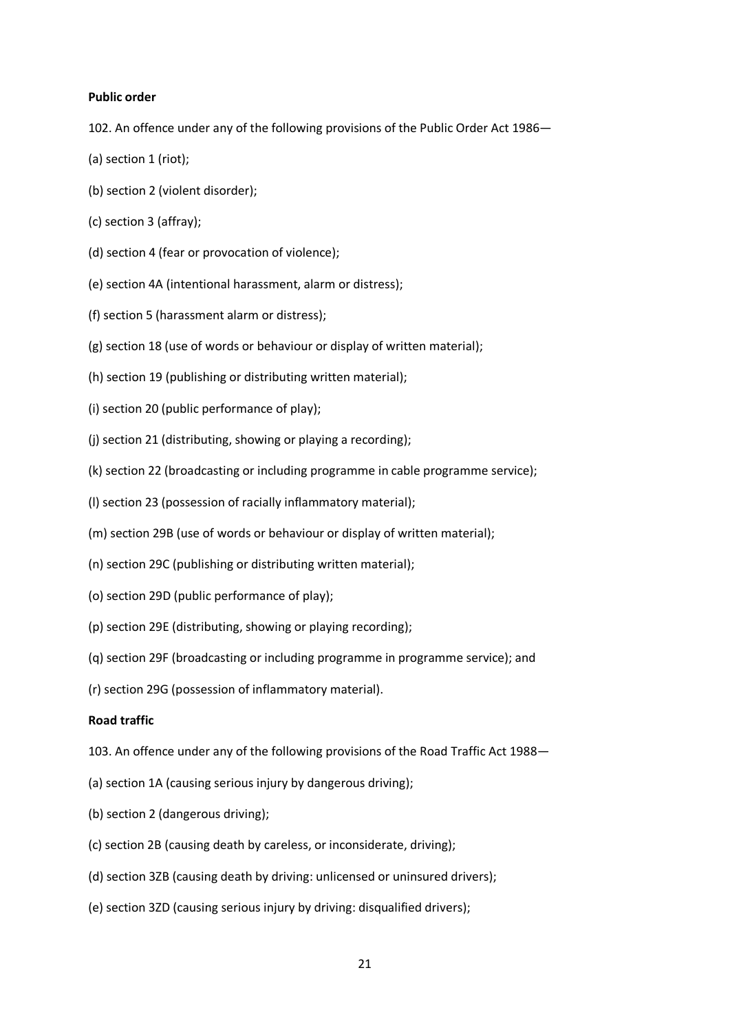**Public order**

102. An offence under any of the following provisions of the Public Order Act 1986—

(a) section 1 (riot);

(b) section 2 (violent disorder);

(c) section 3 (affray);

(d) section 4 (fear or provocation of violence);

(e) section 4A (intentional harassment, alarm or distress);

(f) section 5 (harassment alarm or distress);

(g) section 18 (use of words or behaviour or display of written material);

(h) section 19 (publishing or distributing written material);

(i) section 20 (public performance of play);

(j) section 21 (distributing, showing or playing a recording);

(k) section 22 (broadcasting or including programme in cable programme service);

(l) section 23 (possession of racially inflammatory material);

(m) section 29B (use of words or behaviour or display of written material);

(n) section 29C (publishing or distributing written material);

(o) section 29D (public performance of play);

(p) section 29E (distributing, showing or playing recording);

(q) section 29F (broadcasting or including programme in programme service); and

(r) section 29G (possession of inflammatory material).

**Road traffic**

103. An offence under any of the following provisions of the Road Traffic Act 1988—

(a) section 1A (causing serious injury by dangerous driving);

(b) section 2 (dangerous driving);

(c) section 2B (causing death by careless, or inconsiderate, driving);

(d) section 3ZB (causing death by driving: unlicensed or uninsured drivers);

(e) section 3ZD (causing serious injury by driving: disqualified drivers);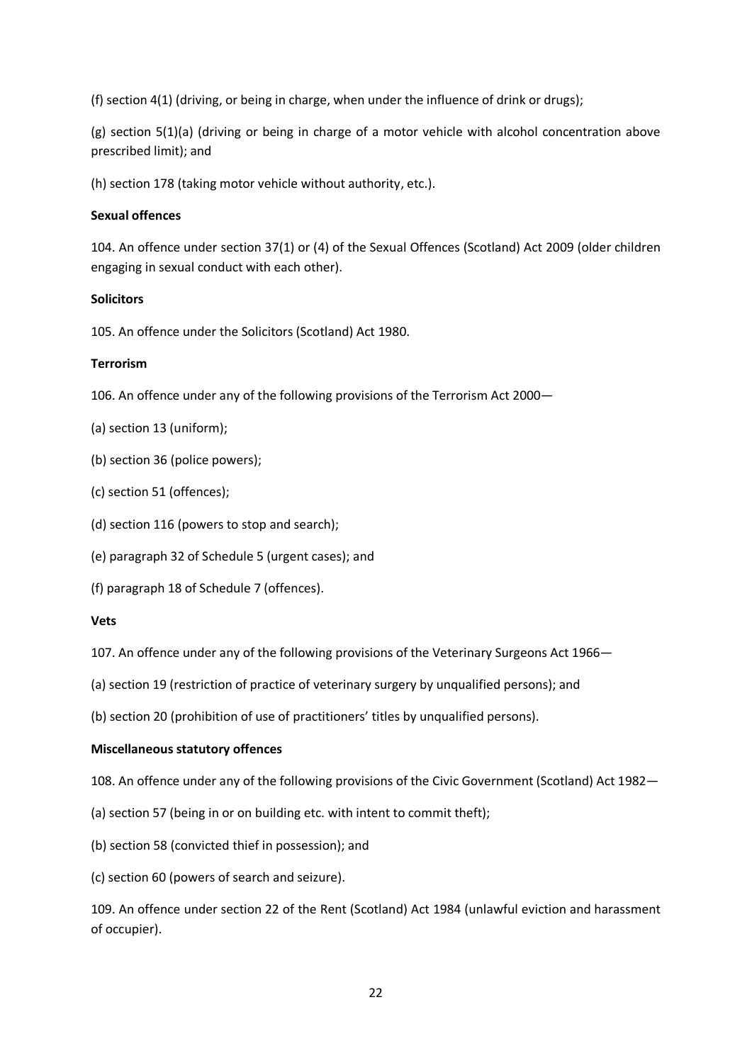(f) section 4(1) (driving, or being in charge, when under the influence of drink or drugs);

(g) section 5(1)(a) (driving or being in charge of a motor vehicle with alcohol concentration above prescribed limit); and

(h) section 178 (taking motor vehicle without authority, etc.).

**Sexual offences**

104. An offence under section 37(1) or (4) of the Sexual Offences (Scotland) Act 2009 (older children engaging in sexual conduct with each other).

**Solicitors**

105. An offence under the Solicitors (Scotland) Act 1980.

**Terrorism**

106. An offence under any of the following provisions of the Terrorism Act 2000—

(a) section 13 (uniform);

(b) section 36 (police powers);

(c) section 51 (offences);

(d) section 116 (powers to stop and search);

(e) paragraph 32 of Schedule 5 (urgent cases); and

(f) paragraph 18 of Schedule 7 (offences).

**Vets**

107. An offence under any of the following provisions of the Veterinary Surgeons Act 1966—

(a) section 19 (restriction of practice of veterinary surgery by unqualified persons); and

(b) section 20 (prohibition of use of practitioners' titles by unqualified persons).

**Miscellaneous statutory offences**

108. An offence under any of the following provisions of the Civic Government (Scotland) Act 1982—

(a) section 57 (being in or on building etc. with intent to commit theft);

(b) section 58 (convicted thief in possession); and

(c) section 60 (powers of search and seizure).

109. An offence under section 22 of the Rent (Scotland) Act 1984 (unlawful eviction and harassment of occupier).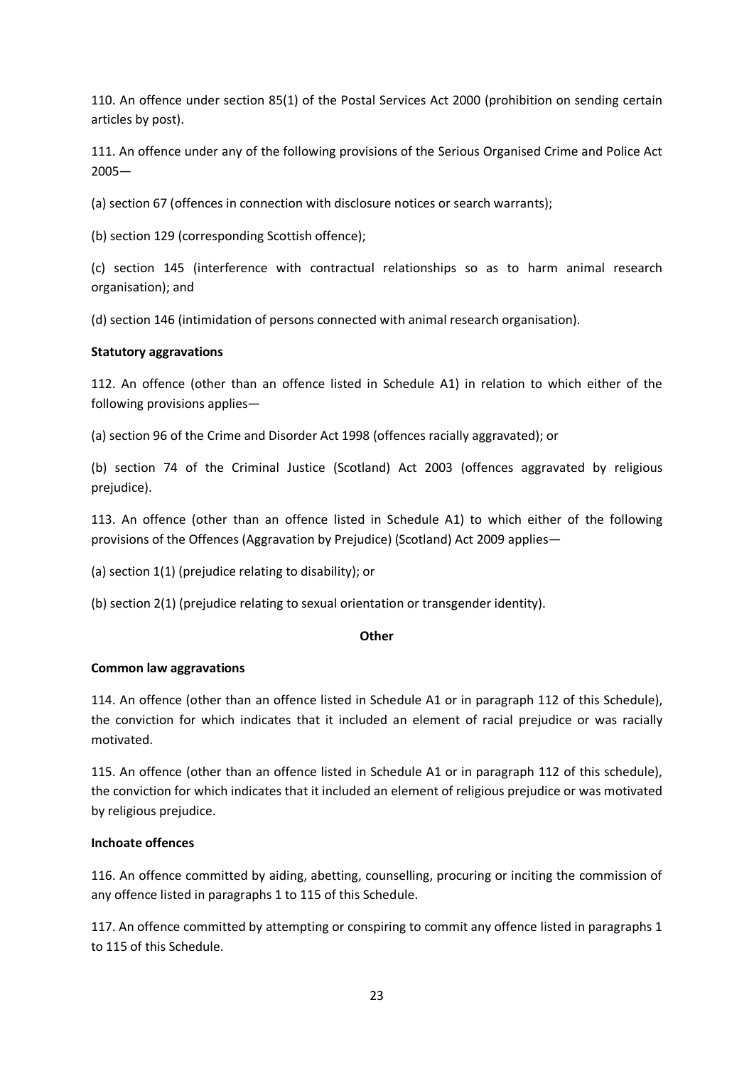110. An offence under section 85(1) of the Postal Services Act 2000 (prohibition on sending certain articles by post).

111. An offence under any of the following provisions of the Serious Organised Crime and Police Act 2005—

(a) section 67 (offences in connection with disclosure notices or search warrants);

(b) section 129 (corresponding Scottish offence);

(c) section 145 (interference with contractual relationships so as to harm animal research organisation); and

(d) section 146 (intimidation of persons connected with animal research organisation).

**Statutory aggravations**

112. An offence (other than an offence listed in Schedule A1) in relation to which either of the following provisions applies—

(a) section 96 of the Crime and Disorder Act 1998 (offences racially aggravated); or

(b) section 74 of the Criminal Justice (Scotland) Act 2003 (offences aggravated by religious prejudice).

113. An offence (other than an offence listed in Schedule A1) to which either of the following provisions of the Offences (Aggravation by Prejudice) (Scotland) Act 2009 applies—

(a) section 1(1) (prejudice relating to disability); or

(b) section 2(1) (prejudice relating to sexual orientation or transgender identity).

**Other**

**Common law aggravations**

114. An offence (other than an offence listed in Schedule A1 or in paragraph 112 of this Schedule), the conviction for which indicates that it included an element of racial prejudice or was racially motivated.

115. An offence (other than an offence listed in Schedule A1 or in paragraph 112 of this schedule), the conviction for which indicates that it included an element of religious prejudice or was motivated by religious prejudice.

**Inchoate offences**

116. An offence committed by aiding, abetting, counselling, procuring or inciting the commission of any offence listed in paragraphs 1 to 115 of this Schedule.

117. An offence committed by attempting or conspiring to commit any offence listed in paragraphs 1 to 115 of this Schedule.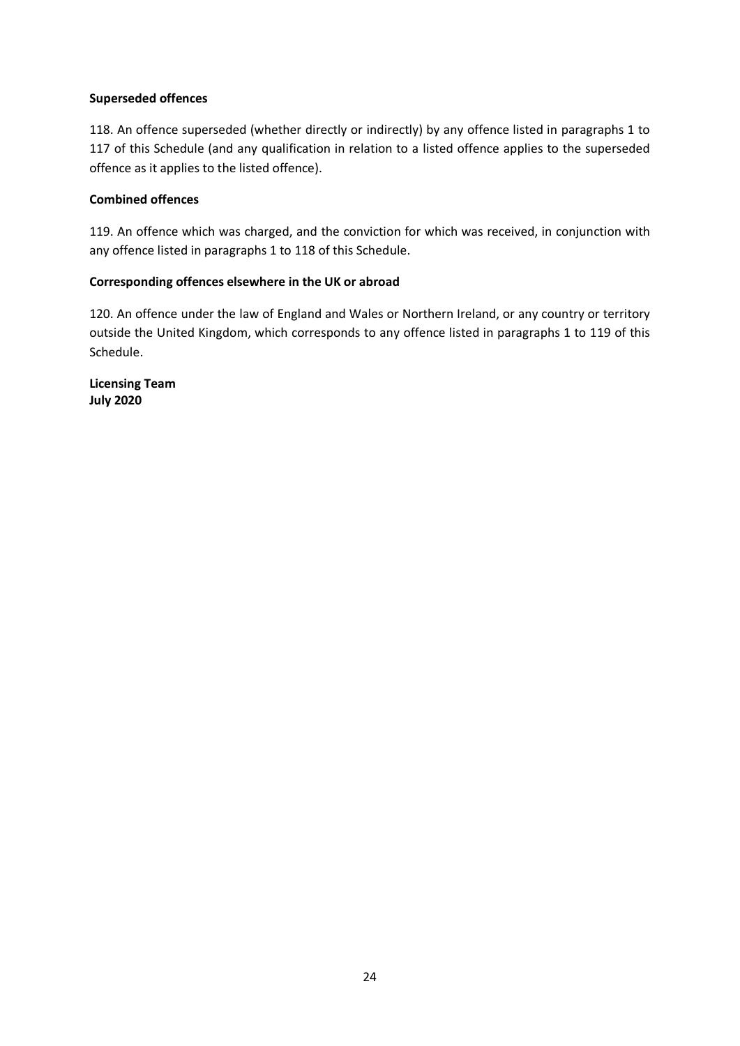**Superseded offences**

118. An offence superseded (whether directly or indirectly) by any offence listed in paragraphs 1 to 117 of this Schedule (and any qualification in relation to a listed offence applies to the superseded offence as it applies to the listed offence).

**Combined offences**

119. An offence which was charged, and the conviction for which was received, in conjunction with any offence listed in paragraphs 1 to 118 of this Schedule.

**Corresponding offences elsewhere in the UK or abroad**

120. An offence under the law of England and Wales or Northern Ireland, or any country or territory outside the United Kingdom, which corresponds to any offence listed in paragraphs 1 to 119 of this Schedule.

**Licensing Team**
**July 2020**